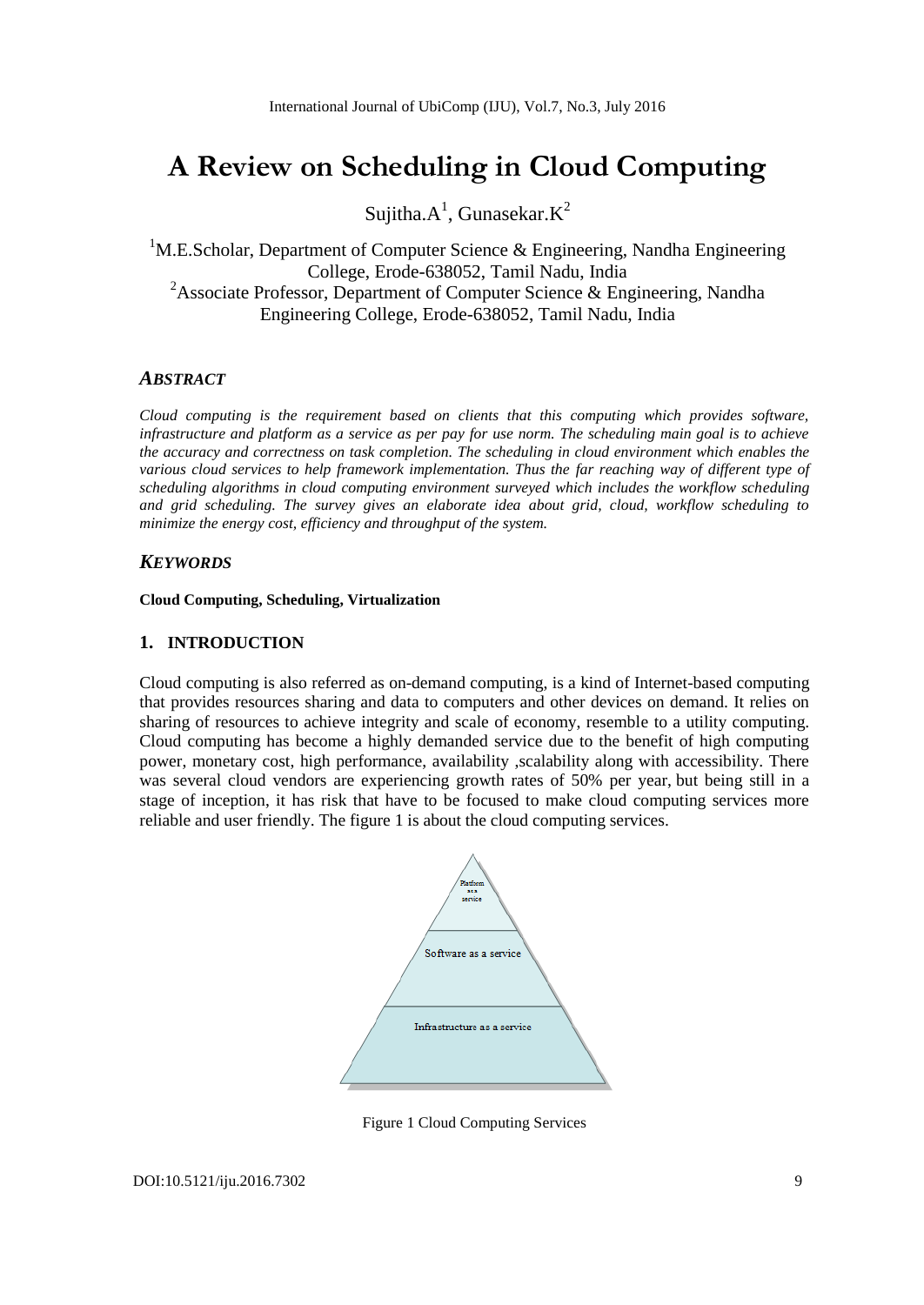# A Review on Scheduling in Cloud Computing

Sujitha.A[1], Gunasekar.K[2]

[1]M.E.Scholar, Department of Computer Science & Engineering, Nandha Engineering College, Erode-638052, Tamil Nadu, India
[2]Associate Professor, Department of Computer Science & Engineering, Nandha Engineering College, Erode-638052, Tamil Nadu, India

## *ABSTRACT*

*Cloud computing is the requirement based on clients that this computing which provides software, infrastructure and platform as a service as per pay for use norm. The scheduling main goal is to achieve the accuracy and correctness on task completion. The scheduling in cloud environment which enables the various cloud services to help framework implementation. Thus the far reaching way of different type of scheduling algorithms in cloud computing environment surveyed which includes the workflow scheduling and grid scheduling. The survey gives an elaborate idea about grid, cloud, workflow scheduling to minimize the energy cost, efficiency and throughput of the system.*

## *KEYWORDS*

**Cloud Computing, Scheduling, Virtualization**

## 1. INTRODUCTION

Cloud computing is also referred as on-demand computing, is a kind of Internet-based computing that provides resources sharing and data to computers and other devices on demand. It relies on sharing of resources to achieve integrity and scale of economy, resemble to a utility computing. Cloud computing has become a highly demanded service due to the benefit of high computing power, monetary cost, high performance, availability ,scalability along with accessibility. There was several cloud vendors are experiencing growth rates of 50% per year, but being still in a stage of inception, it has risk that have to be focused to make cloud computing services more reliable and user friendly. The figure 1 is about the cloud computing services.

Platform as a service

Software as a service

Infrastructure as a service

Figure 1 Cloud Computing Services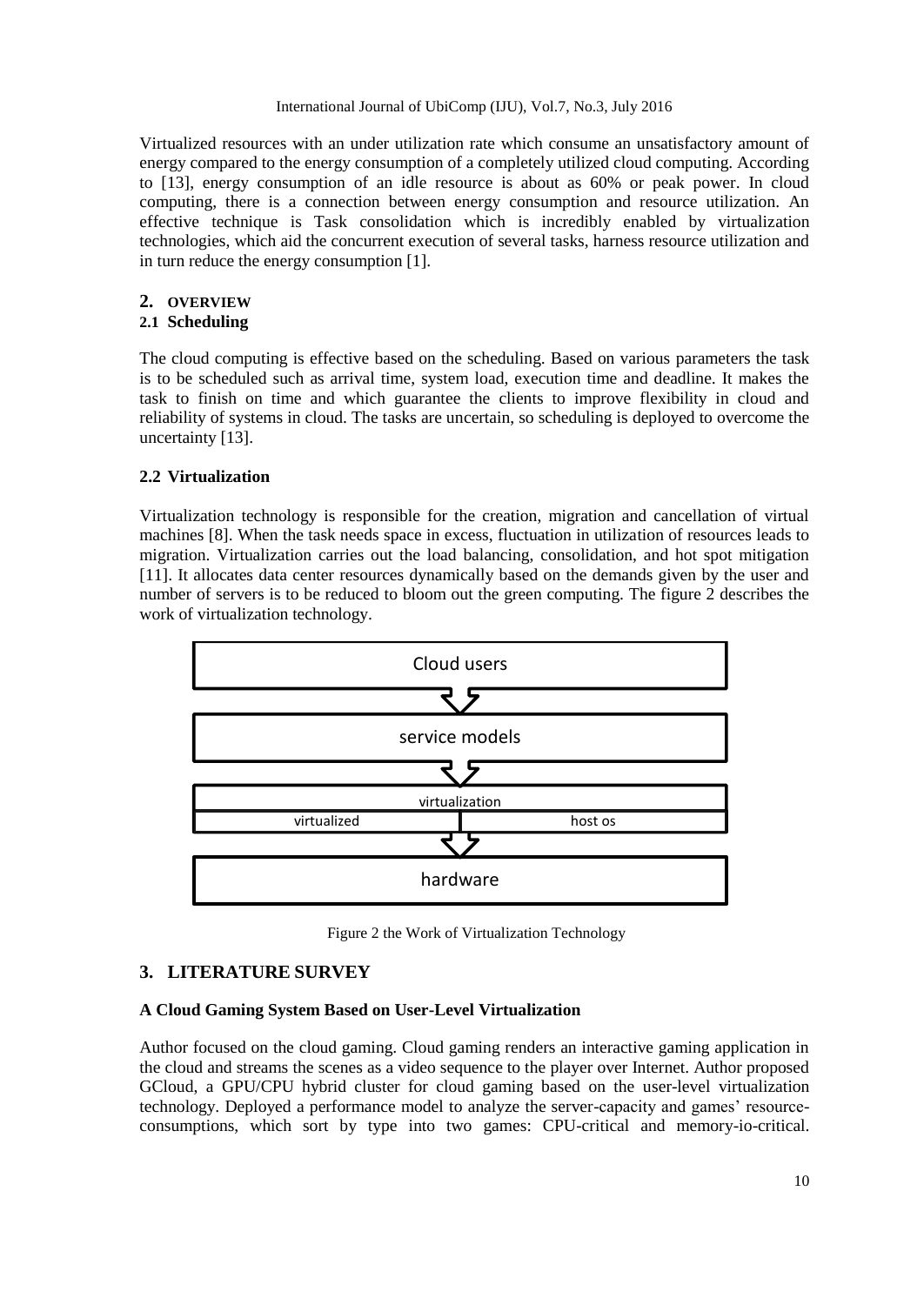Virtualized resources with an under utilization rate which consume an unsatisfactory amount of energy compared to the energy consumption of a completely utilized cloud computing. According to [13], energy consumption of an idle resource is about as 60% or peak power. In cloud computing, there is a connection between energy consumption and resource utilization. An effective technique is Task consolidation which is incredibly enabled by virtualization technologies, which aid the concurrent execution of several tasks, harness resource utilization and in turn reduce the energy consumption [1].

## 2. OVERVIEW

### 2.1 Scheduling

The cloud computing is effective based on the scheduling. Based on various parameters the task is to be scheduled such as arrival time, system load, execution time and deadline. It makes the task to finish on time and which guarantee the clients to improve flexibility in cloud and reliability of systems in cloud. The tasks are uncertain, so scheduling is deployed to overcome the uncertainty [13].

### 2.2 Virtualization

Virtualization technology is responsible for the creation, migration and cancellation of virtual machines [8]. When the task needs space in excess, fluctuation in utilization of resources leads to migration. Virtualization carries out the load balancing, consolidation, and hot spot mitigation [11]. It allocates data center resources dynamically based on the demands given by the user and number of servers is to be reduced to bloom out the green computing. The figure 2 describes the work of virtualization technology.

Cloud users

service models

virtualization

virtualized | host os

hardware

Figure 2 the Work of Virtualization Technology

## 3. LITERATURE SURVEY

**A Cloud Gaming System Based on User-Level Virtualization**

Author focused on the cloud gaming. Cloud gaming renders an interactive gaming application in the cloud and streams the scenes as a video sequence to the player over Internet. Author proposed GCloud, a GPU/CPU hybrid cluster for cloud gaming based on the user-level virtualization technology. Deployed a performance model to analyze the server-capacity and games' resource-consumptions, which sort by type into two games: CPU-critical and memory-io-critical.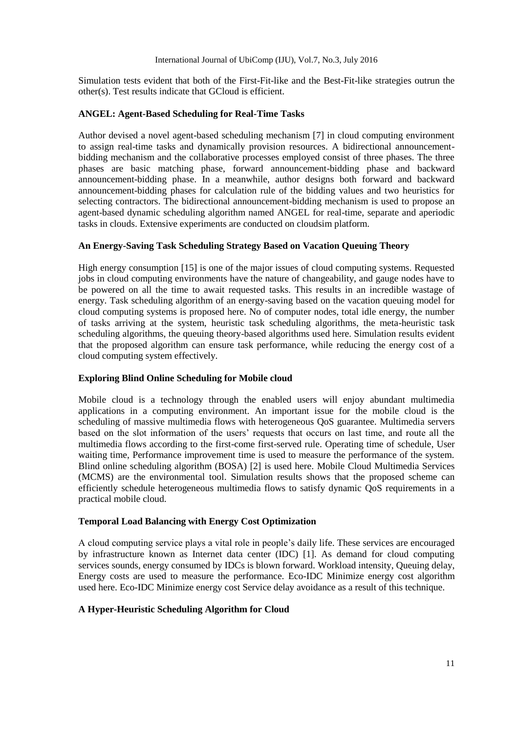Simulation tests evident that both of the First-Fit-like and the Best-Fit-like strategies outrun the other(s). Test results indicate that GCloud is efficient.

**ANGEL: Agent-Based Scheduling for Real-Time Tasks**

Author devised a novel agent-based scheduling mechanism [7] in cloud computing environment to assign real-time tasks and dynamically provision resources. A bidirectional announcement-bidding mechanism and the collaborative processes employed consist of three phases. The three phases are basic matching phase, forward announcement-bidding phase and backward announcement-bidding phase. In a meanwhile, author designs both forward and backward announcement-bidding phases for calculation rule of the bidding values and two heuristics for selecting contractors. The bidirectional announcement-bidding mechanism is used to propose an agent-based dynamic scheduling algorithm named ANGEL for real-time, separate and aperiodic tasks in clouds. Extensive experiments are conducted on cloudsim platform.

**An Energy-Saving Task Scheduling Strategy Based on Vacation Queuing Theory**

High energy consumption [15] is one of the major issues of cloud computing systems. Requested jobs in cloud computing environments have the nature of changeability, and gauge nodes have to be powered on all the time to await requested tasks. This results in an incredible wastage of energy. Task scheduling algorithm of an energy-saving based on the vacation queuing model for cloud computing systems is proposed here. No of computer nodes, total idle energy, the number of tasks arriving at the system, heuristic task scheduling algorithms, the meta-heuristic task scheduling algorithms, the queuing theory-based algorithms used here. Simulation results evident that the proposed algorithm can ensure task performance, while reducing the energy cost of a cloud computing system effectively.

**Exploring Blind Online Scheduling for Mobile cloud**

Mobile cloud is a technology through the enabled users will enjoy abundant multimedia applications in a computing environment. An important issue for the mobile cloud is the scheduling of massive multimedia flows with heterogeneous QoS guarantee. Multimedia servers based on the slot information of the users' requests that occurs on last time, and route all the multimedia flows according to the first-come first-served rule. Operating time of schedule, User waiting time, Performance improvement time is used to measure the performance of the system. Blind online scheduling algorithm (BOSA) [2] is used here. Mobile Cloud Multimedia Services (MCMS) are the environmental tool. Simulation results shows that the proposed scheme can efficiently schedule heterogeneous multimedia flows to satisfy dynamic QoS requirements in a practical mobile cloud.

**Temporal Load Balancing with Energy Cost Optimization**

A cloud computing service plays a vital role in people's daily life. These services are encouraged by infrastructure known as Internet data center (IDC) [1]. As demand for cloud computing services sounds, energy consumed by IDCs is blown forward. Workload intensity, Queuing delay, Energy costs are used to measure the performance. Eco-IDC Minimize energy cost algorithm used here. Eco-IDC Minimize energy cost Service delay avoidance as a result of this technique.

**A Hyper-Heuristic Scheduling Algorithm for Cloud**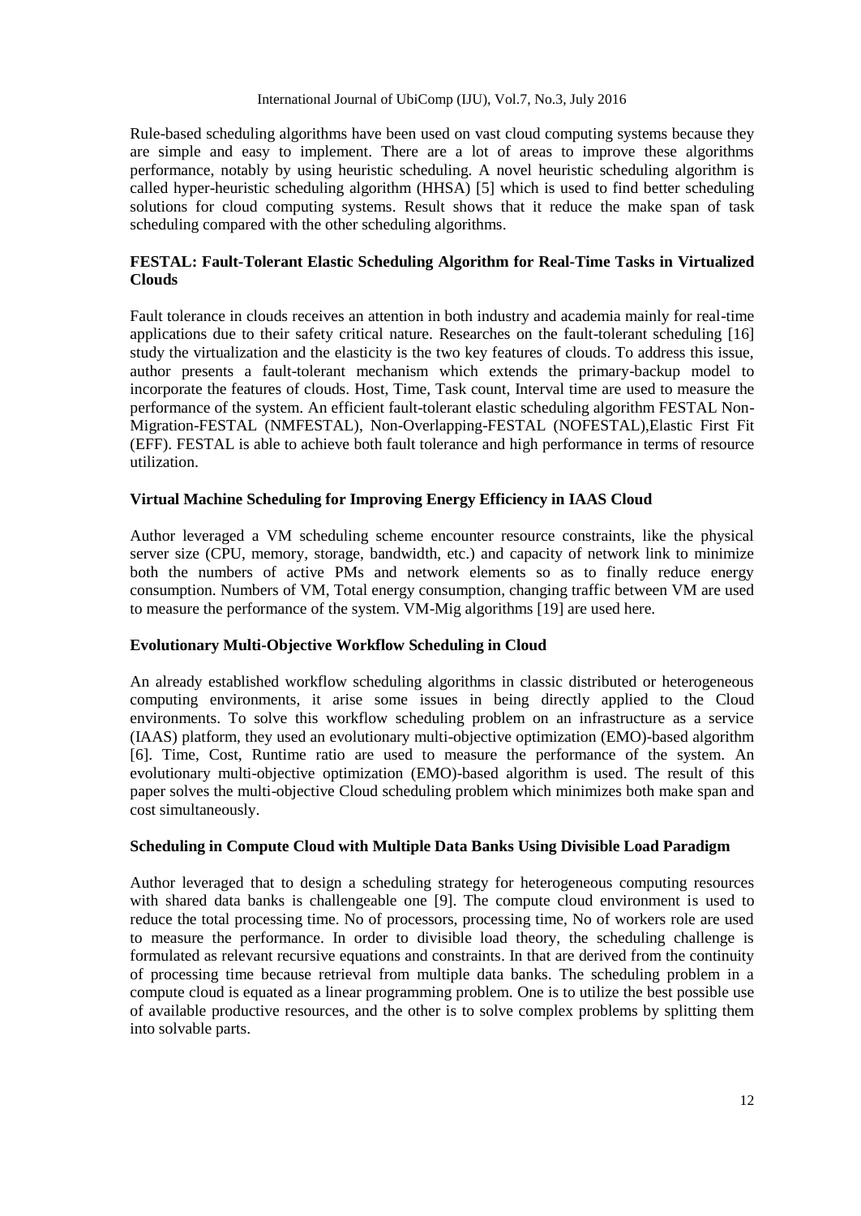Rule-based scheduling algorithms have been used on vast cloud computing systems because they are simple and easy to implement. There are a lot of areas to improve these algorithms performance, notably by using heuristic scheduling. A novel heuristic scheduling algorithm is called hyper-heuristic scheduling algorithm (HHSA) [5] which is used to find better scheduling solutions for cloud computing systems. Result shows that it reduce the make span of task scheduling compared with the other scheduling algorithms.

### FESTAL: Fault-Tolerant Elastic Scheduling Algorithm for Real-Time Tasks in Virtualized Clouds

Fault tolerance in clouds receives an attention in both industry and academia mainly for real-time applications due to their safety critical nature. Researches on the fault-tolerant scheduling [16] study the virtualization and the elasticity is the two key features of clouds. To address this issue, author presents a fault-tolerant mechanism which extends the primary-backup model to incorporate the features of clouds. Host, Time, Task count, Interval time are used to measure the performance of the system. An efficient fault-tolerant elastic scheduling algorithm FESTAL Non-Migration-FESTAL (NMFESTAL), Non-Overlapping-FESTAL (NOFESTAL),Elastic First Fit (EFF). FESTAL is able to achieve both fault tolerance and high performance in terms of resource utilization.

### Virtual Machine Scheduling for Improving Energy Efficiency in IAAS Cloud

Author leveraged a VM scheduling scheme encounter resource constraints, like the physical server size (CPU, memory, storage, bandwidth, etc.) and capacity of network link to minimize both the numbers of active PMs and network elements so as to finally reduce energy consumption. Numbers of VM, Total energy consumption, changing traffic between VM are used to measure the performance of the system. VM-Mig algorithms [19] are used here.

### Evolutionary Multi-Objective Workflow Scheduling in Cloud

An already established workflow scheduling algorithms in classic distributed or heterogeneous computing environments, it arise some issues in being directly applied to the Cloud environments. To solve this workflow scheduling problem on an infrastructure as a service (IAAS) platform, they used an evolutionary multi-objective optimization (EMO)-based algorithm [6]. Time, Cost, Runtime ratio are used to measure the performance of the system. An evolutionary multi-objective optimization (EMO)-based algorithm is used. The result of this paper solves the multi-objective Cloud scheduling problem which minimizes both make span and cost simultaneously.

### Scheduling in Compute Cloud with Multiple Data Banks Using Divisible Load Paradigm

Author leveraged that to design a scheduling strategy for heterogeneous computing resources with shared data banks is challengeable one [9]. The compute cloud environment is used to reduce the total processing time. No of processors, processing time, No of workers role are used to measure the performance. In order to divisible load theory, the scheduling challenge is formulated as relevant recursive equations and constraints. In that are derived from the continuity of processing time because retrieval from multiple data banks. The scheduling problem in a compute cloud is equated as a linear programming problem. One is to utilize the best possible use of available productive resources, and the other is to solve complex problems by splitting them into solvable parts.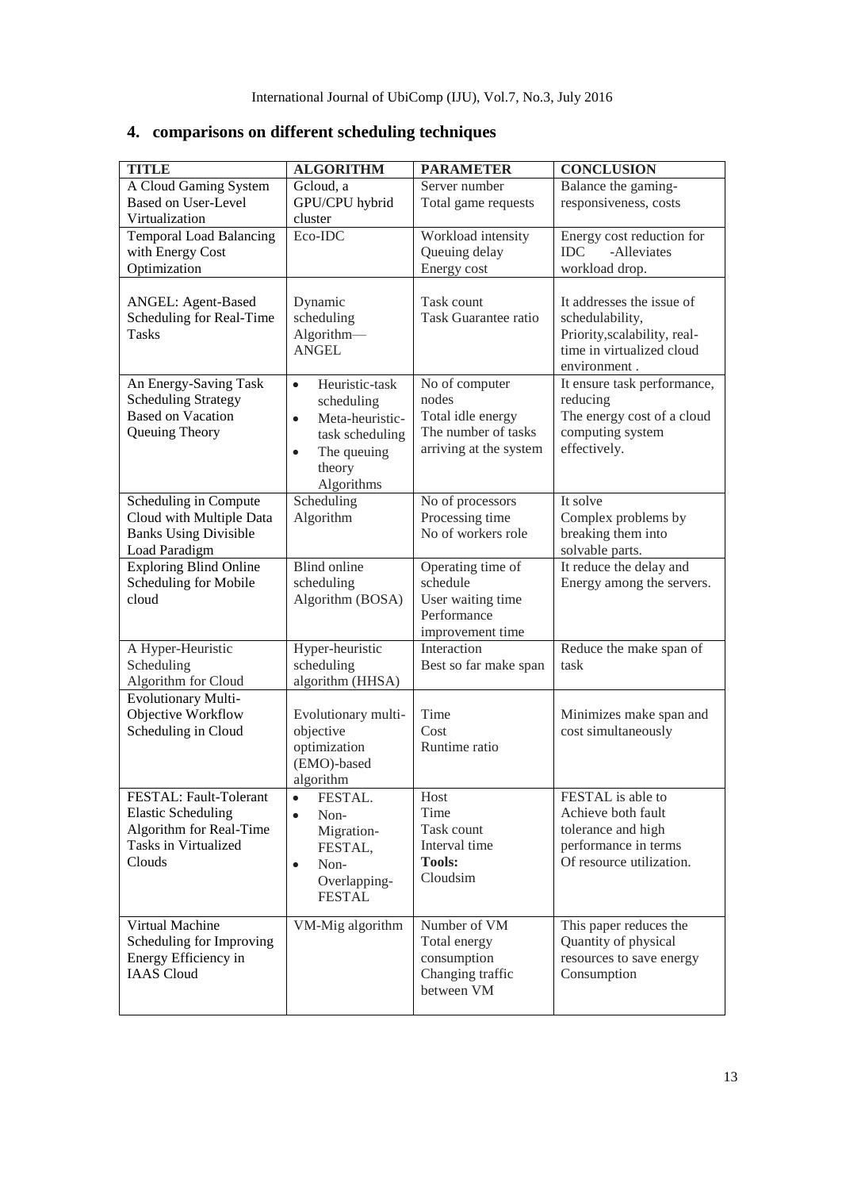## 4. comparisons on different scheduling techniques

| TITLE | ALGORITHM | PARAMETER | CONCLUSION |
| --- | --- | --- | --- |
| A Cloud Gaming System Based on User-Level Virtualization | Gcloud, a GPU/CPU hybrid cluster | Server number Total game requests | Balance the gaming-responsiveness, costs |
| Temporal Load Balancing with Energy Cost Optimization | Eco-IDC | Workload intensity Queuing delay Energy cost | Energy cost reduction for IDC -Alleviates workload drop. |
| ANGEL: Agent-Based Scheduling for Real-Time Tasks | Dynamic scheduling Algorithm—ANGEL | Task count Task Guarantee ratio | It addresses the issue of schedulability, Priority,scalability, real-time in virtualized cloud environment . |
| An Energy-Saving Task Scheduling Strategy Based on Vacation Queuing Theory | • Heuristic-task scheduling • Meta-heuristic-task scheduling • The queuing theory Algorithms | No of computer nodes Total idle energy The number of tasks arriving at the system | It ensure task performance, reducing The energy cost of a cloud computing system effectively. |
| Scheduling in Compute Cloud with Multiple Data Banks Using Divisible Load Paradigm | Scheduling Algorithm | No of processors Processing time No of workers role | It solve Complex problems by breaking them into solvable parts. |
| Exploring Blind Online Scheduling for Mobile cloud | Blind online scheduling Algorithm (BOSA) | Operating time of schedule User waiting time Performance improvement time | It reduce the delay and Energy among the servers. |
| A Hyper-Heuristic Scheduling Algorithm for Cloud | Hyper-heuristic scheduling algorithm (HHSA) | Interaction Best so far make span | Reduce the make span of task |
| Evolutionary Multi-Objective Workflow Scheduling in Cloud | Evolutionary multi-objective optimization (EMO)-based algorithm | Time Cost Runtime ratio | Minimizes make span and cost simultaneously |
| FESTAL: Fault-Tolerant Elastic Scheduling Algorithm for Real-Time Tasks in Virtualized Clouds | • FESTAL. • Non-Migration-FESTAL, • Non-Overlapping-FESTAL | Host Time Task count Interval time **Tools:** Cloudsim | FESTAL is able to Achieve both fault tolerance and high performance in terms Of resource utilization. |
| Virtual Machine Scheduling for Improving Energy Efficiency in IAAS Cloud | VM-Mig algorithm | Number of VM Total energy consumption Changing traffic between VM | This paper reduces the Quantity of physical resources to save energy Consumption |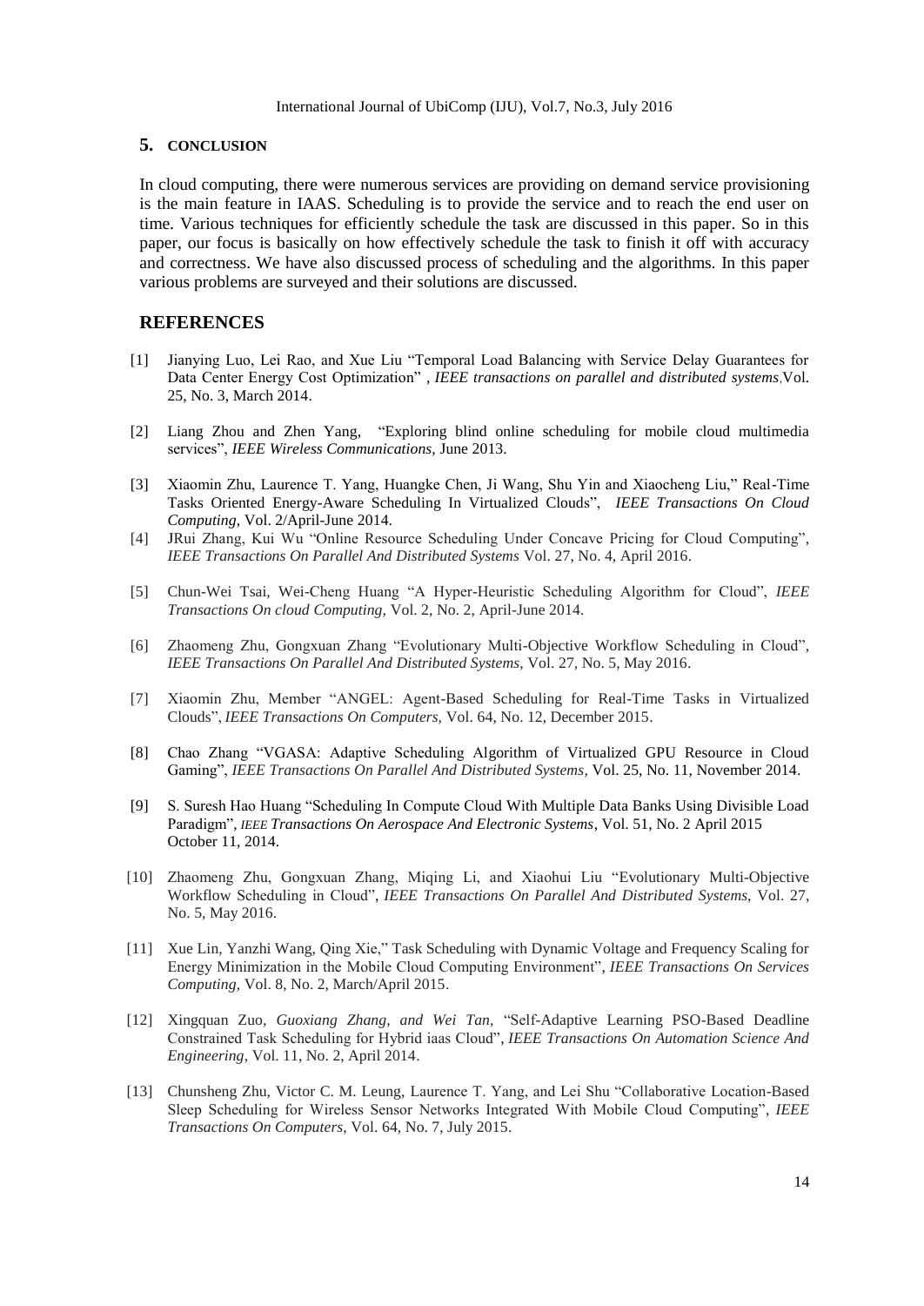## 5. CONCLUSION

In cloud computing, there were numerous services are providing on demand service provisioning is the main feature in IAAS. Scheduling is to provide the service and to reach the end user on time. Various techniques for efficiently schedule the task are discussed in this paper. So in this paper, our focus is basically on how effectively schedule the task to finish it off with accuracy and correctness. We have also discussed process of scheduling and the algorithms. In this paper various problems are surveyed and their solutions are discussed.

## REFERENCES

[1] Jianying Luo, Lei Rao, and Xue Liu "Temporal Load Balancing with Service Delay Guarantees for Data Center Energy Cost Optimization" , *IEEE transactions on parallel and distributed systems*,Vol. 25, No. 3, March 2014.

[2] Liang Zhou and Zhen Yang, "Exploring blind online scheduling for mobile cloud multimedia services", *IEEE Wireless Communications*, June 2013.

[3] Xiaomin Zhu, Laurence T. Yang, Huangke Chen, Ji Wang, Shu Yin and Xiaocheng Liu," Real-Time Tasks Oriented Energy-Aware Scheduling In Virtualized Clouds", *IEEE Transactions On Cloud Computing*, Vol. 2/April-June 2014.

[4] JRui Zhang, Kui Wu "Online Resource Scheduling Under Concave Pricing for Cloud Computing", *IEEE Transactions On Parallel And Distributed Systems* Vol. 27, No. 4, April 2016.

[5] Chun-Wei Tsai, Wei-Cheng Huang "A Hyper-Heuristic Scheduling Algorithm for Cloud", *IEEE Transactions On cloud Computing*, Vol. 2, No. 2, April-June 2014.

[6] Zhaomeng Zhu, Gongxuan Zhang "Evolutionary Multi-Objective Workflow Scheduling in Cloud", *IEEE Transactions On Parallel And Distributed Systems*, Vol. 27, No. 5, May 2016.

[7] Xiaomin Zhu, Member "ANGEL: Agent-Based Scheduling for Real-Time Tasks in Virtualized Clouds", *IEEE Transactions On Computers*, Vol. 64, No. 12, December 2015.

[8] Chao Zhang "VGASA: Adaptive Scheduling Algorithm of Virtualized GPU Resource in Cloud Gaming", *IEEE Transactions On Parallel And Distributed Systems*, Vol. 25, No. 11, November 2014.

[9] S. Suresh Hao Huang "Scheduling In Compute Cloud With Multiple Data Banks Using Divisible Load Paradigm", *IEEE Transactions On Aerospace And Electronic Systems*, Vol. 51, No. 2 April 2015 October 11, 2014.

[10] Zhaomeng Zhu, Gongxuan Zhang, Miqing Li, and Xiaohui Liu "Evolutionary Multi-Objective Workflow Scheduling in Cloud", *IEEE Transactions On Parallel And Distributed Systems*, Vol. 27, No. 5, May 2016.

[11] Xue Lin, Yanzhi Wang, Qing Xie," Task Scheduling with Dynamic Voltage and Frequency Scaling for Energy Minimization in the Mobile Cloud Computing Environment", *IEEE Transactions On Services Computing*, Vol. 8, No. 2, March/April 2015.

[12] Xingquan Zuo, *Guoxiang Zhang, and Wei Tan*, "Self-Adaptive Learning PSO-Based Deadline Constrained Task Scheduling for Hybrid iaas Cloud", *IEEE Transactions On Automation Science And Engineering*, Vol. 11, No. 2, April 2014.

[13] Chunsheng Zhu, Victor C. M. Leung, Laurence T. Yang, and Lei Shu "Collaborative Location-Based Sleep Scheduling for Wireless Sensor Networks Integrated With Mobile Cloud Computing", *IEEE Transactions On Computers*, Vol. 64, No. 7, July 2015.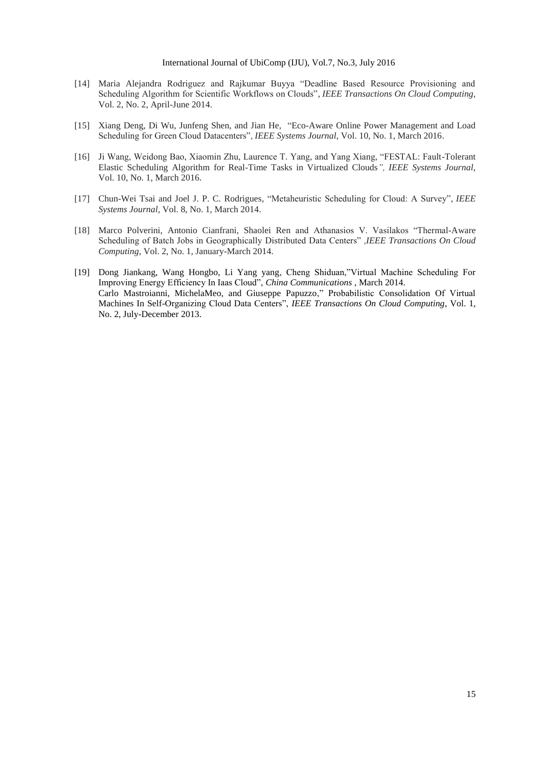[14] Maria Alejandra Rodriguez and Rajkumar Buyya "Deadline Based Resource Provisioning and Scheduling Algorithm for Scientific Workflows on Clouds", *IEEE Transactions On Cloud Computing*, Vol. 2, No. 2, April-June 2014.

[15] Xiang Deng, Di Wu, Junfeng Shen, and Jian He, "Eco-Aware Online Power Management and Load Scheduling for Green Cloud Datacenters", *IEEE Systems Journal*, Vol. 10, No. 1, March 2016.

[16] Ji Wang, Weidong Bao, Xiaomin Zhu, Laurence T. Yang, and Yang Xiang, "FESTAL: Fault-Tolerant Elastic Scheduling Algorithm for Real-Time Tasks in Virtualized Clouds*", IEEE Systems Journal*, Vol. 10, No. 1, March 2016.

[17] Chun-Wei Tsai and Joel J. P. C. Rodrigues, "Metaheuristic Scheduling for Cloud: A Survey", *IEEE Systems Journal*, Vol. 8, No. 1, March 2014.

[18] Marco Polverini, Antonio Cianfrani, Shaolei Ren and Athanasios V. Vasilakos "Thermal-Aware Scheduling of Batch Jobs in Geographically Distributed Data Centers" *,IEEE Transactions On Cloud Computing*, Vol. 2, No. 1, January-March 2014.

[19] Dong Jiankang, Wang Hongbo, Li Yang yang, Cheng Shiduan,"Virtual Machine Scheduling For Improving Energy Efficiency In Iaas Cloud", *China Communications* , March 2014.
Carlo Mastroianni, MichelaMeo, and Giuseppe Papuzzo," Probabilistic Consolidation Of Virtual Machines In Self-Organizing Cloud Data Centers", *IEEE Transactions On Cloud Computing*, Vol. 1, No. 2, July-December 2013.